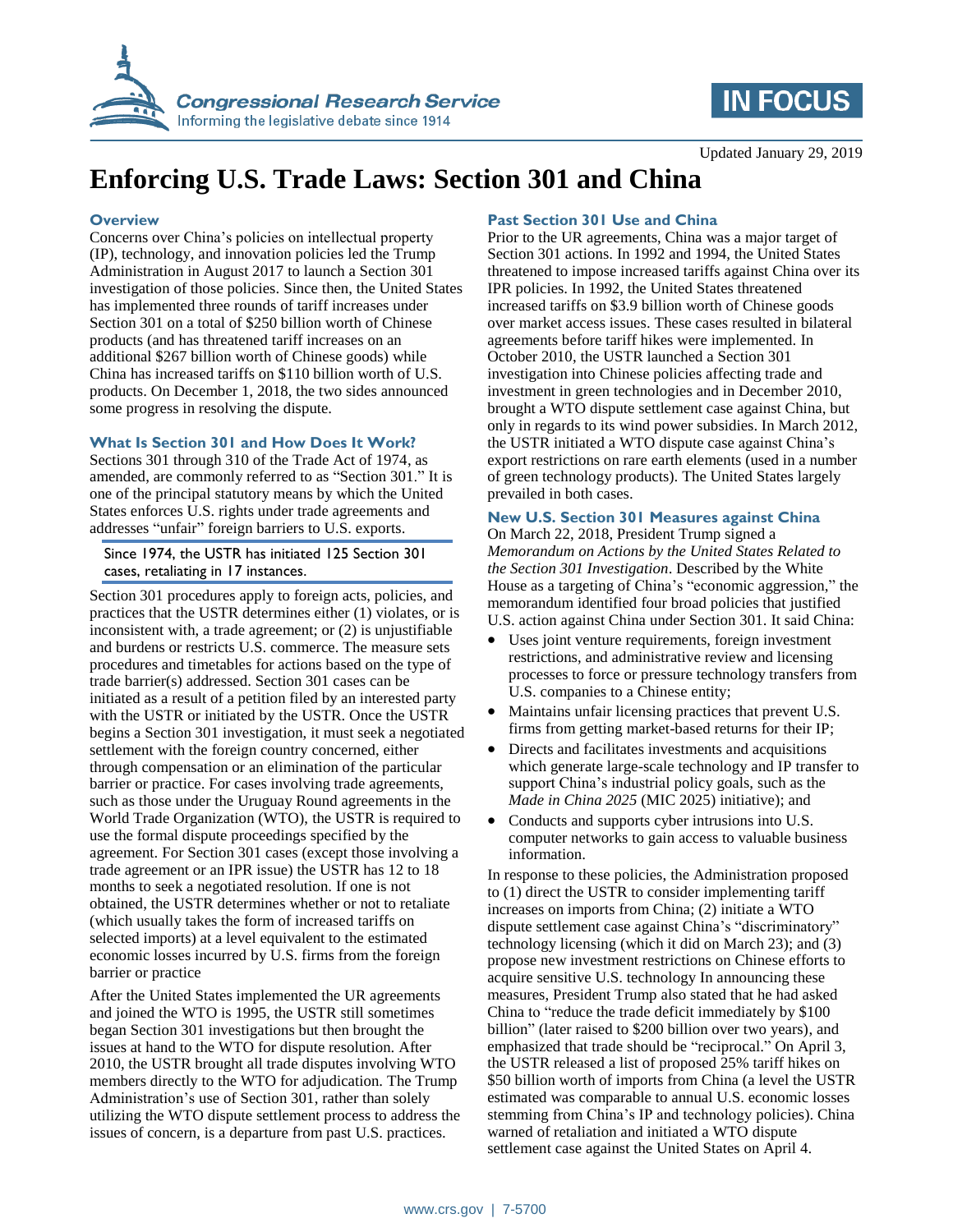Updated January 29, 2019

# Enforcing U.S. Trade Laws: Section 301 and China

## Overview

Concerns over China's policies on intellectual property (IP), technology, and innovation policies led the Trump Administration in August 2017 to launch a Section 301 investigation of those policies. Since then, the United States has implemented three rounds of tariff increases under Section 301 on a total of $250 billion worth of Chinese products (and has threatened tariff increases on an additional $267 billion worth of Chinese goods) while China has increased tariffs on $110 billion worth of U.S. products. On December 1, 2018, the two sides announced some progress in resolving the dispute.

## What Is Section 301 and How Does It Work?

Sections 301 through 310 of the Trade Act of 1974, as amended, are commonly referred to as "Section 301." It is one of the principal statutory means by which the United States enforces U.S. rights under trade agreements and addresses "unfair" foreign barriers to U.S. exports.

> Since 1974, the USTR has initiated 125 Section 301 cases, retaliating in 17 instances.

Section 301 procedures apply to foreign acts, policies, and practices that the USTR determines either (1) violates, or is inconsistent with, a trade agreement; or (2) is unjustifiable and burdens or restricts U.S. commerce. The measure sets procedures and timetables for actions based on the type of trade barrier(s) addressed. Section 301 cases can be initiated as a result of a petition filed by an interested party with the USTR or initiated by the USTR. Once the USTR begins a Section 301 investigation, it must seek a negotiated settlement with the foreign country concerned, either through compensation or an elimination of the particular barrier or practice. For cases involving trade agreements, such as those under the Uruguay Round agreements in the World Trade Organization (WTO), the USTR is required to use the formal dispute proceedings specified by the agreement. For Section 301 cases (except those involving a trade agreement or an IPR issue) the USTR has 12 to 18 months to seek a negotiated resolution. If one is not obtained, the USTR determines whether or not to retaliate (which usually takes the form of increased tariffs on selected imports) at a level equivalent to the estimated economic losses incurred by U.S. firms from the foreign barrier or practice

After the United States implemented the UR agreements and joined the WTO is 1995, the USTR still sometimes began Section 301 investigations but then brought the issues at hand to the WTO for dispute resolution. After 2010, the USTR brought all trade disputes involving WTO members directly to the WTO for adjudication. The Trump Administration's use of Section 301, rather than solely utilizing the WTO dispute settlement process to address the issues of concern, is a departure from past U.S. practices.

## Past Section 301 Use and China

Prior to the UR agreements, China was a major target of Section 301 actions. In 1992 and 1994, the United States threatened to impose increased tariffs against China over its IPR policies. In 1992, the United States threatened increased tariffs on $3.9 billion worth of Chinese goods over market access issues. These cases resulted in bilateral agreements before tariff hikes were implemented. In October 2010, the USTR launched a Section 301 investigation into Chinese policies affecting trade and investment in green technologies and in December 2010, brought a WTO dispute settlement case against China, but only in regards to its wind power subsidies. In March 2012, the USTR initiated a WTO dispute case against China's export restrictions on rare earth elements (used in a number of green technology products). The United States largely prevailed in both cases.

## New U.S. Section 301 Measures against China

On March 22, 2018, President Trump signed a *Memorandum on Actions by the United States Related to the Section 301 Investigation*. Described by the White House as a targeting of China's "economic aggression," the memorandum identified four broad policies that justified U.S. action against China under Section 301. It said China:

- Uses joint venture requirements, foreign investment restrictions, and administrative review and licensing processes to force or pressure technology transfers from U.S. companies to a Chinese entity;
- Maintains unfair licensing practices that prevent U.S. firms from getting market-based returns for their IP;
- Directs and facilitates investments and acquisitions which generate large-scale technology and IP transfer to support China's industrial policy goals, such as the *Made in China 2025* (MIC 2025) initiative); and
- Conducts and supports cyber intrusions into U.S. computer networks to gain access to valuable business information.

In response to these policies, the Administration proposed to (1) direct the USTR to consider implementing tariff increases on imports from China; (2) initiate a WTO dispute settlement case against China's "discriminatory" technology licensing (which it did on March 23); and (3) propose new investment restrictions on Chinese efforts to acquire sensitive U.S. technology In announcing these measures, President Trump also stated that he had asked China to "reduce the trade deficit immediately by $100 billion" (later raised to $200 billion over two years), and emphasized that trade should be "reciprocal." On April 3, the USTR released a list of proposed 25% tariff hikes on $50 billion worth of imports from China (a level the USTR estimated was comparable to annual U.S. economic losses stemming from China's IP and technology policies). China warned of retaliation and initiated a WTO dispute settlement case against the United States on April 4.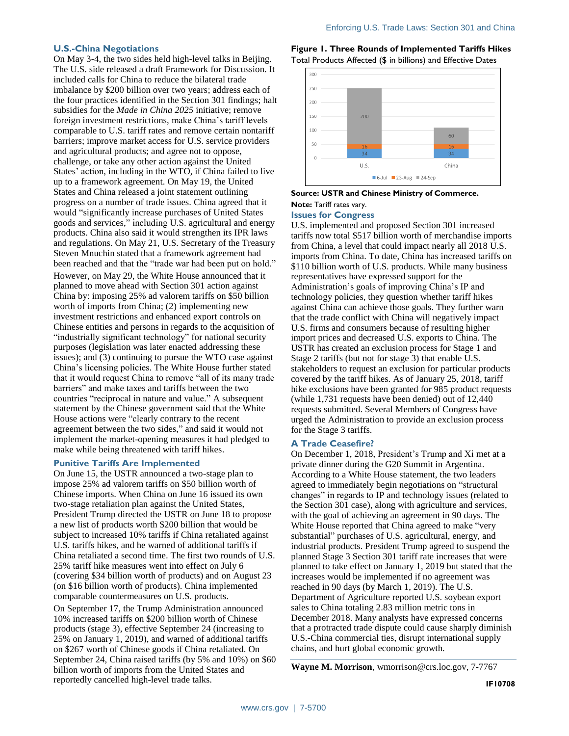## U.S.-China Negotiations

On May 3-4, the two sides held high-level talks in Beijing. The U.S. side released a draft Framework for Discussion. It included calls for China to reduce the bilateral trade imbalance by $200 billion over two years; address each of the four practices identified in the Section 301 findings; halt subsidies for the *Made in China 2025* initiative; remove foreign investment restrictions, make China's tariff levels comparable to U.S. tariff rates and remove certain nontariff barriers; improve market access for U.S. service providers and agricultural products; and agree not to oppose, challenge, or take any other action against the United States' action, including in the WTO, if China failed to live up to a framework agreement. On May 19, the United States and China released a joint statement outlining progress on a number of trade issues. China agreed that it would "significantly increase purchases of United States goods and services," including U.S. agricultural and energy products. China also said it would strengthen its IPR laws and regulations. On May 21, U.S. Secretary of the Treasury Steven Mnuchin stated that a framework agreement had been reached and that the "trade war had been put on hold."

However, on May 29, the White House announced that it planned to move ahead with Section 301 action against China by: imposing 25% ad valorem tariffs on $50 billion worth of imports from China; (2) implementing new investment restrictions and enhanced export controls on Chinese entities and persons in regards to the acquisition of "industrially significant technology" for national security purposes (legislation was later enacted addressing these issues); and (3) continuing to pursue the WTO case against China's licensing policies. The White House further stated that it would request China to remove "all of its many trade barriers" and make taxes and tariffs between the two countries "reciprocal in nature and value." A subsequent statement by the Chinese government said that the White House actions were "clearly contrary to the recent agreement between the two sides," and said it would not implement the market-opening measures it had pledged to make while being threatened with tariff hikes.

## Punitive Tariffs Are Implemented

On June 15, the USTR announced a two-stage plan to impose 25% ad valorem tariffs on $50 billion worth of Chinese imports. When China on June 16 issued its own two-stage retaliation plan against the United States, President Trump directed the USTR on June 18 to propose a new list of products worth $200 billion that would be subject to increased 10% tariffs if China retaliated against U.S. tariffs hikes, and he warned of additional tariffs if China retaliated a second time. The first two rounds of U.S. 25% tariff hike measures went into effect on July 6 (covering $34 billion worth of products) and on August 23 (on $16 billion worth of products). China implemented comparable countermeasures on U.S. products.

On September 17, the Trump Administration announced 10% increased tariffs on $200 billion worth of Chinese products (stage 3), effective September 24 (increasing to 25% on January 1, 2019), and warned of additional tariffs on $267 worth of Chinese goods if China retaliated. On September 24, China raised tariffs (by 5% and 10%) on $60 billion worth of imports from the United States and reportedly cancelled high-level trade talks.

**Figure 1. Three Rounds of Implemented Tariffs Hikes**

Total Products Affected ($ in billions) and Effective Dates

300
250
200
150
100
50
0

U.S.: 34, 16, 200
China: 34, 16, 60

6-Jul 23-Aug 24-Sep

**Source: USTR and Chinese Ministry of Commerce.**

**Note:** Tariff rates vary.

## Issues for Congress

U.S. implemented and proposed Section 301 increased tariffs now total $517 billion worth of merchandise imports from China, a level that could impact nearly all 2018 U.S. imports from China. To date, China has increased tariffs on $110 billion worth of U.S. products. While many business representatives have expressed support for the Administration's goals of improving China's IP and technology policies, they question whether tariff hikes against China can achieve those goals. They further warn that the trade conflict with China will negatively impact U.S. firms and consumers because of resulting higher import prices and decreased U.S. exports to China. The USTR has created an exclusion process for Stage 1 and Stage 2 tariffs (but not for stage 3) that enable U.S. stakeholders to request an exclusion for particular products covered by the tariff hikes. As of January 25, 2018, tariff hike exclusions have been granted for 985 product requests (while 1,731 requests have been denied) out of 12,440 requests submitted. Several Members of Congress have urged the Administration to provide an exclusion process for the Stage 3 tariffs.

## A Trade Ceasefire?

On December 1, 2018, President's Trump and Xi met at a private dinner during the G20 Summit in Argentina. According to a White House statement, the two leaders agreed to immediately begin negotiations on "structural changes" in regards to IP and technology issues (related to the Section 301 case), along with agriculture and services, with the goal of achieving an agreement in 90 days. The White House reported that China agreed to make "very substantial" purchases of U.S. agricultural, energy, and industrial products. President Trump agreed to suspend the planned Stage 3 Section 301 tariff rate increases that were planned to take effect on January 1, 2019 but stated that the increases would be implemented if no agreement was reached in 90 days (by March 1, 2019). The U.S. Department of Agriculture reported U.S. soybean export sales to China totaling 2.83 million metric tons in December 2018. Many analysts have expressed concerns that a protracted trade dispute could cause sharply diminish U.S.-China commercial ties, disrupt international supply chains, and hurt global economic growth.

---

**Wayne M. Morrison**, wmorrison@crs.loc.gov, 7-7767

**IF10708**